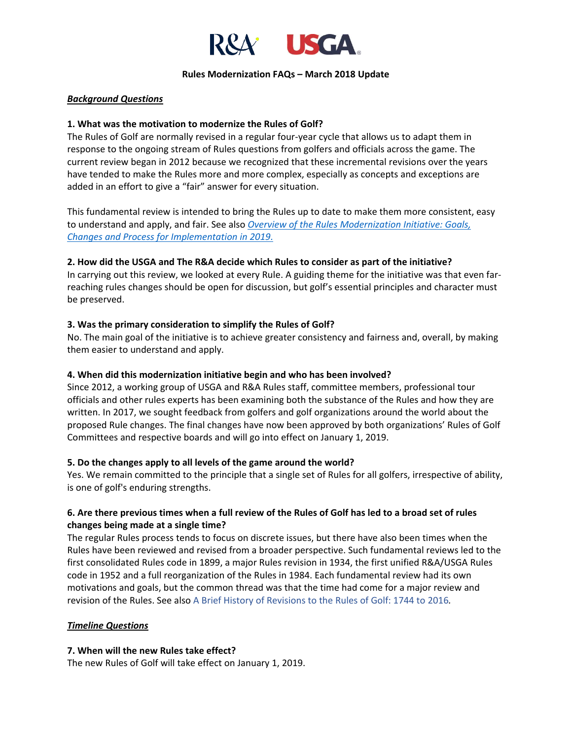R&A USGA

**Rules Modernization FAQs – March 2018 Update**

***Background Questions***

**1. What was the motivation to modernize the Rules of Golf?**

The Rules of Golf are normally revised in a regular four-year cycle that allows us to adapt them in response to the ongoing stream of Rules questions from golfers and officials across the game. The current review began in 2012 because we recognized that these incremental revisions over the years have tended to make the Rules more and more complex, especially as concepts and exceptions are added in an effort to give a "fair" answer for every situation.

This fundamental review is intended to bring the Rules up to date to make them more consistent, easy to understand and apply, and fair. See also *Overview of the Rules Modernization Initiative: Goals, Changes and Process for Implementation in 2019.*

**2. How did the USGA and The R&A decide which Rules to consider as part of the initiative?**

In carrying out this review, we looked at every Rule. A guiding theme for the initiative was that even far-reaching rules changes should be open for discussion, but golf's essential principles and character must be preserved.

**3. Was the primary consideration to simplify the Rules of Golf?**

No. The main goal of the initiative is to achieve greater consistency and fairness and, overall, by making them easier to understand and apply.

**4. When did this modernization initiative begin and who has been involved?**

Since 2012, a working group of USGA and R&A Rules staff, committee members, professional tour officials and other rules experts has been examining both the substance of the Rules and how they are written. In 2017, we sought feedback from golfers and golf organizations around the world about the proposed Rule changes. The final changes have now been approved by both organizations' Rules of Golf Committees and respective boards and will go into effect on January 1, 2019.

**5. Do the changes apply to all levels of the game around the world?**

Yes. We remain committed to the principle that a single set of Rules for all golfers, irrespective of ability, is one of golf's enduring strengths.

**6. Are there previous times when a full review of the Rules of Golf has led to a broad set of rules changes being made at a single time?**

The regular Rules process tends to focus on discrete issues, but there have also been times when the Rules have been reviewed and revised from a broader perspective. Such fundamental reviews led to the first consolidated Rules code in 1899, a major Rules revision in 1934, the first unified R&A/USGA Rules code in 1952 and a full reorganization of the Rules in 1984. Each fundamental review had its own motivations and goals, but the common thread was that the time had come for a major review and revision of the Rules. See also A Brief History of Revisions to the Rules of Golf: 1744 to 2016*.*

***Timeline Questions***

**7. When will the new Rules take effect?**

The new Rules of Golf will take effect on January 1, 2019.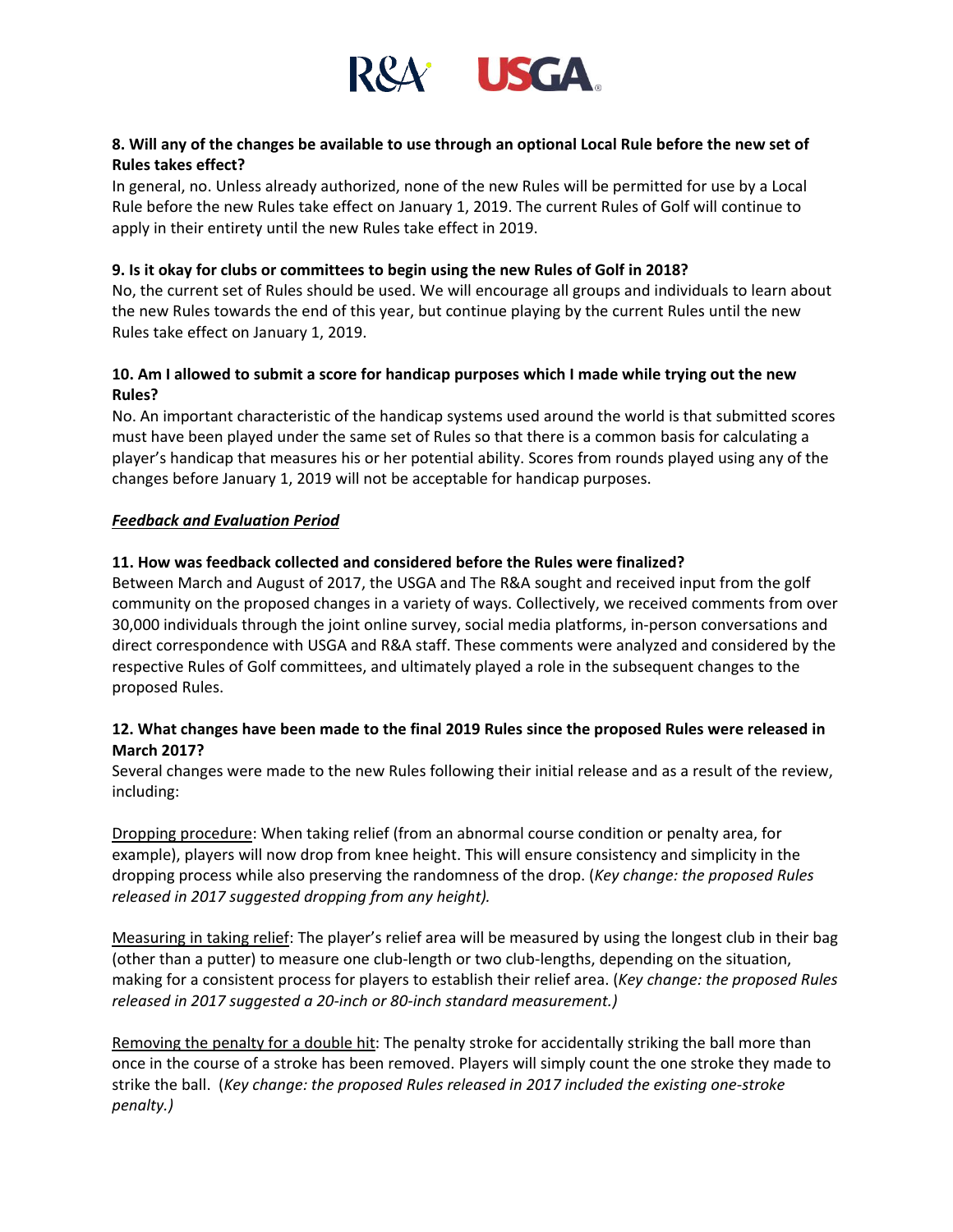**8. Will any of the changes be available to use through an optional Local Rule before the new set of Rules takes effect?**

In general, no. Unless already authorized, none of the new Rules will be permitted for use by a Local Rule before the new Rules take effect on January 1, 2019. The current Rules of Golf will continue to apply in their entirety until the new Rules take effect in 2019.

**9. Is it okay for clubs or committees to begin using the new Rules of Golf in 2018?**

No, the current set of Rules should be used. We will encourage all groups and individuals to learn about the new Rules towards the end of this year, but continue playing by the current Rules until the new Rules take effect on January 1, 2019.

**10. Am I allowed to submit a score for handicap purposes which I made while trying out the new Rules?**

No. An important characteristic of the handicap systems used around the world is that submitted scores must have been played under the same set of Rules so that there is a common basis for calculating a player's handicap that measures his or her potential ability. Scores from rounds played using any of the changes before January 1, 2019 will not be acceptable for handicap purposes.

***Feedback and Evaluation Period***

**11. How was feedback collected and considered before the Rules were finalized?**

Between March and August of 2017, the USGA and The R&A sought and received input from the golf community on the proposed changes in a variety of ways. Collectively, we received comments from over 30,000 individuals through the joint online survey, social media platforms, in-person conversations and direct correspondence with USGA and R&A staff. These comments were analyzed and considered by the respective Rules of Golf committees, and ultimately played a role in the subsequent changes to the proposed Rules.

**12. What changes have been made to the final 2019 Rules since the proposed Rules were released in March 2017?**

Several changes were made to the new Rules following their initial release and as a result of the review, including:

Dropping procedure: When taking relief (from an abnormal course condition or penalty area, for example), players will now drop from knee height. This will ensure consistency and simplicity in the dropping process while also preserving the randomness of the drop. (*Key change: the proposed Rules released in 2017 suggested dropping from any height).*

Measuring in taking relief: The player's relief area will be measured by using the longest club in their bag (other than a putter) to measure one club-length or two club-lengths, depending on the situation, making for a consistent process for players to establish their relief area. (*Key change: the proposed Rules released in 2017 suggested a 20-inch or 80-inch standard measurement.)*

Removing the penalty for a double hit: The penalty stroke for accidentally striking the ball more than once in the course of a stroke has been removed. Players will simply count the one stroke they made to strike the ball. (*Key change: the proposed Rules released in 2017 included the existing one-stroke penalty.)*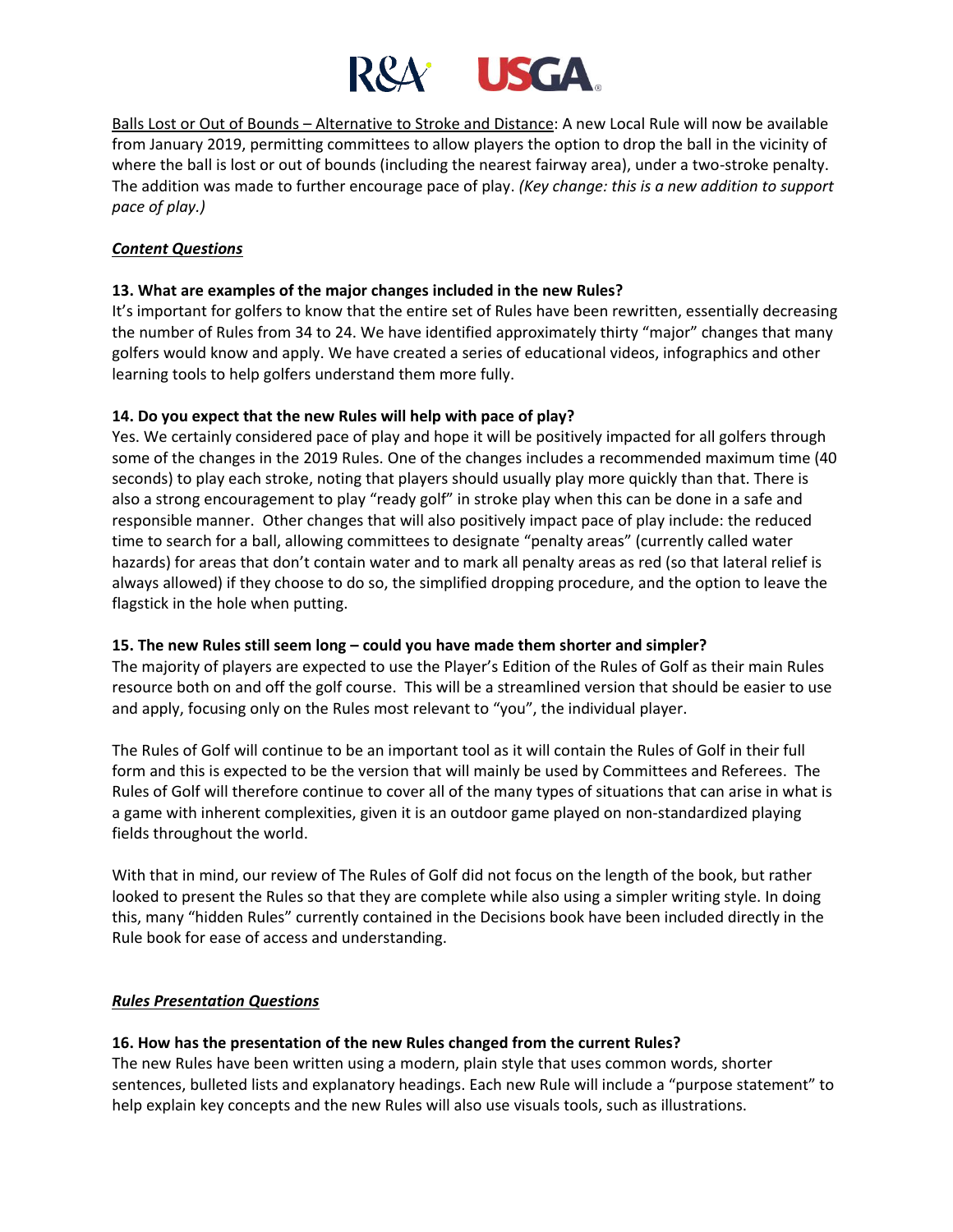<u>Balls Lost or Out of Bounds – Alternative to Stroke and Distance</u>: A new Local Rule will now be available from January 2019, permitting committees to allow players the option to drop the ball in the vicinity of where the ball is lost or out of bounds (including the nearest fairway area), under a two-stroke penalty. The addition was made to further encourage pace of play. *(Key change: this is a new addition to support pace of play.)*

## ***<u>Content Questions</u>***

**13. What are examples of the major changes included in the new Rules?**

It's important for golfers to know that the entire set of Rules have been rewritten, essentially decreasing the number of Rules from 34 to 24. We have identified approximately thirty "major" changes that many golfers would know and apply. We have created a series of educational videos, infographics and other learning tools to help golfers understand them more fully.

**14. Do you expect that the new Rules will help with pace of play?**

Yes. We certainly considered pace of play and hope it will be positively impacted for all golfers through some of the changes in the 2019 Rules. One of the changes includes a recommended maximum time (40 seconds) to play each stroke, noting that players should usually play more quickly than that. There is also a strong encouragement to play "ready golf" in stroke play when this can be done in a safe and responsible manner. Other changes that will also positively impact pace of play include: the reduced time to search for a ball, allowing committees to designate "penalty areas" (currently called water hazards) for areas that don't contain water and to mark all penalty areas as red (so that lateral relief is always allowed) if they choose to do so, the simplified dropping procedure, and the option to leave the flagstick in the hole when putting.

**15. The new Rules still seem long – could you have made them shorter and simpler?**

The majority of players are expected to use the Player's Edition of the Rules of Golf as their main Rules resource both on and off the golf course. This will be a streamlined version that should be easier to use and apply, focusing only on the Rules most relevant to "you", the individual player.

The Rules of Golf will continue to be an important tool as it will contain the Rules of Golf in their full form and this is expected to be the version that will mainly be used by Committees and Referees. The Rules of Golf will therefore continue to cover all of the many types of situations that can arise in what is a game with inherent complexities, given it is an outdoor game played on non-standardized playing fields throughout the world.

With that in mind, our review of The Rules of Golf did not focus on the length of the book, but rather looked to present the Rules so that they are complete while also using a simpler writing style. In doing this, many "hidden Rules" currently contained in the Decisions book have been included directly in the Rule book for ease of access and understanding.

## ***<u>Rules Presentation Questions</u>***

**16. How has the presentation of the new Rules changed from the current Rules?**

The new Rules have been written using a modern, plain style that uses common words, shorter sentences, bulleted lists and explanatory headings. Each new Rule will include a "purpose statement" to help explain key concepts and the new Rules will also use visuals tools, such as illustrations.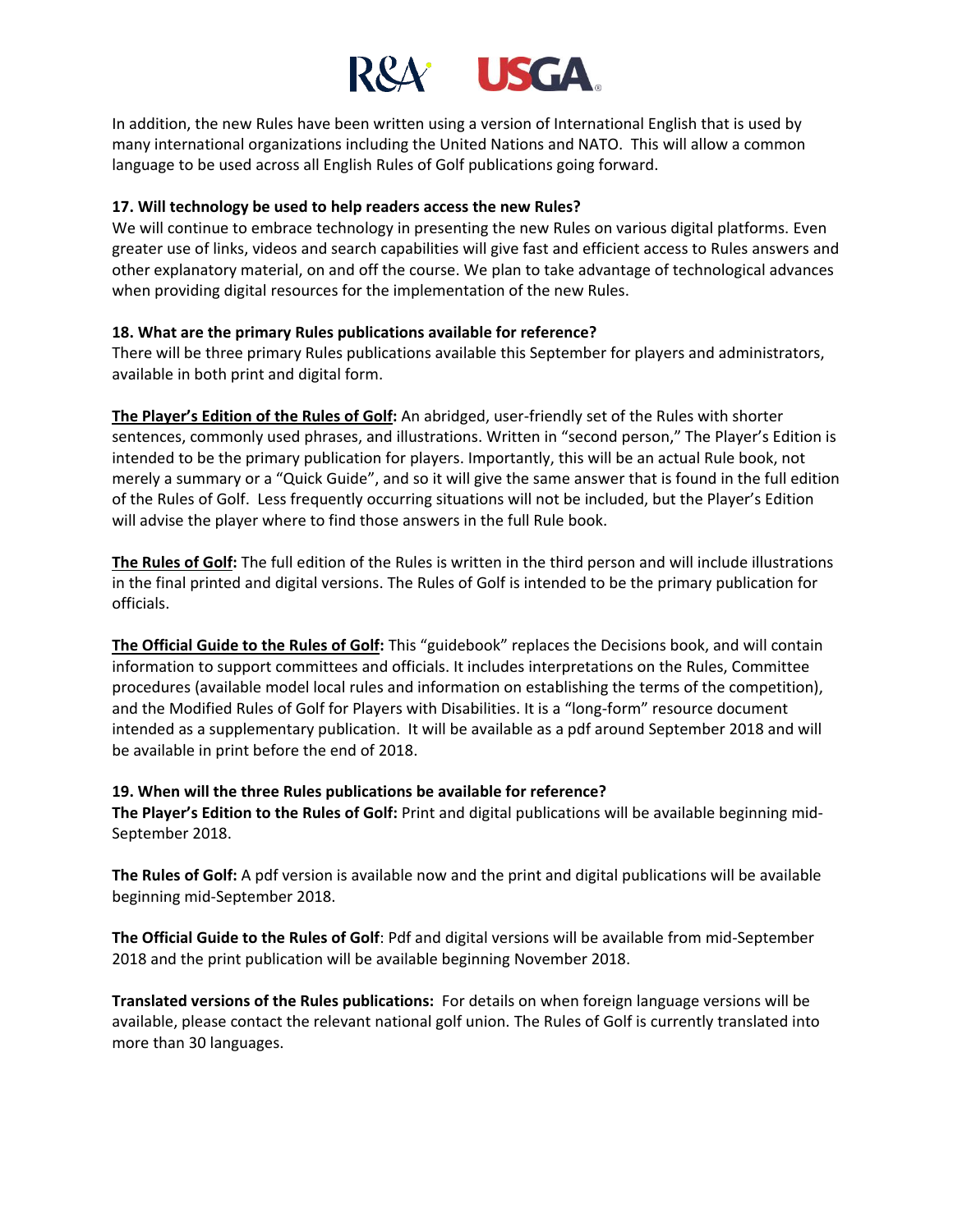In addition, the new Rules have been written using a version of International English that is used by many international organizations including the United Nations and NATO. This will allow a common language to be used across all English Rules of Golf publications going forward.

**17. Will technology be used to help readers access the new Rules?**
We will continue to embrace technology in presenting the new Rules on various digital platforms. Even greater use of links, videos and search capabilities will give fast and efficient access to Rules answers and other explanatory material, on and off the course. We plan to take advantage of technological advances when providing digital resources for the implementation of the new Rules.

**18. What are the primary Rules publications available for reference?**
There will be three primary Rules publications available this September for players and administrators, available in both print and digital form.

**The Player's Edition of the Rules of Golf:** An abridged, user-friendly set of the Rules with shorter sentences, commonly used phrases, and illustrations. Written in "second person," The Player's Edition is intended to be the primary publication for players. Importantly, this will be an actual Rule book, not merely a summary or a "Quick Guide", and so it will give the same answer that is found in the full edition of the Rules of Golf. Less frequently occurring situations will not be included, but the Player's Edition will advise the player where to find those answers in the full Rule book.

**The Rules of Golf:** The full edition of the Rules is written in the third person and will include illustrations in the final printed and digital versions. The Rules of Golf is intended to be the primary publication for officials.

**The Official Guide to the Rules of Golf:** This "guidebook" replaces the Decisions book, and will contain information to support committees and officials. It includes interpretations on the Rules, Committee procedures (available model local rules and information on establishing the terms of the competition), and the Modified Rules of Golf for Players with Disabilities. It is a "long-form" resource document intended as a supplementary publication. It will be available as a pdf around September 2018 and will be available in print before the end of 2018.

**19. When will the three Rules publications be available for reference?**
**The Player's Edition to the Rules of Golf:** Print and digital publications will be available beginning mid-September 2018.

**The Rules of Golf:** A pdf version is available now and the print and digital publications will be available beginning mid-September 2018.

**The Official Guide to the Rules of Golf**: Pdf and digital versions will be available from mid-September 2018 and the print publication will be available beginning November 2018.

**Translated versions of the Rules publications:** For details on when foreign language versions will be available, please contact the relevant national golf union. The Rules of Golf is currently translated into more than 30 languages.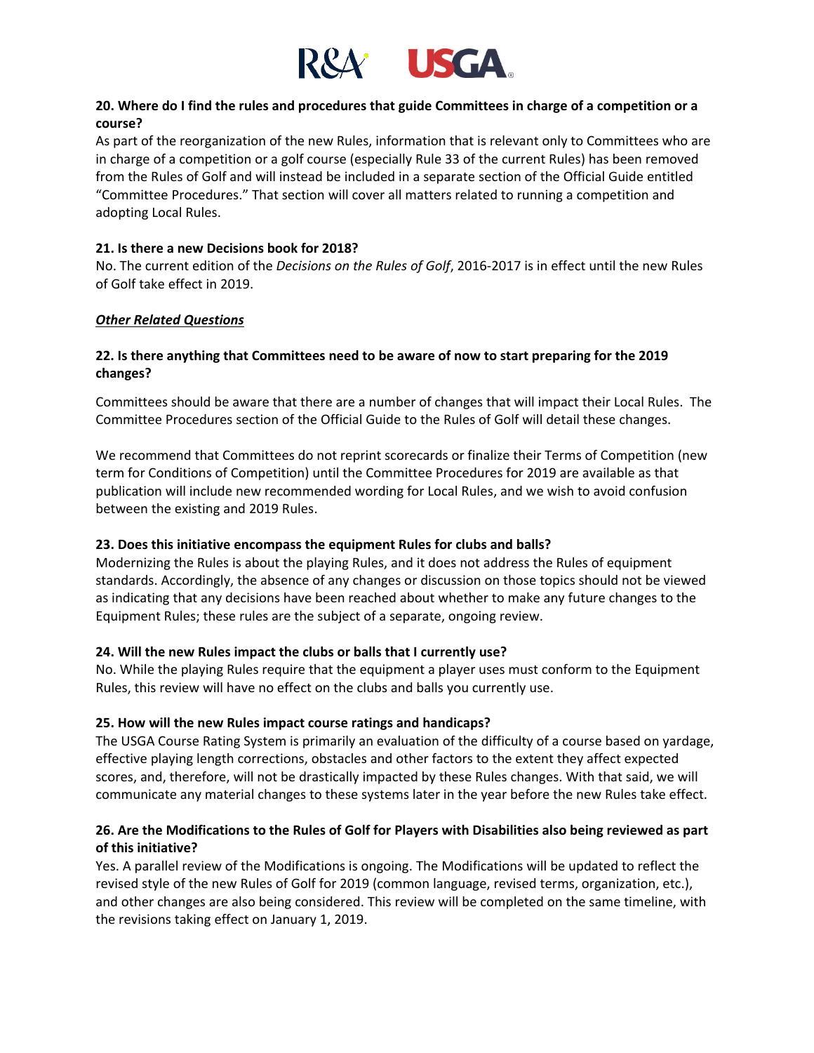**20. Where do I find the rules and procedures that guide Committees in charge of a competition or a course?**

As part of the reorganization of the new Rules, information that is relevant only to Committees who are in charge of a competition or a golf course (especially Rule 33 of the current Rules) has been removed from the Rules of Golf and will instead be included in a separate section of the Official Guide entitled "Committee Procedures." That section will cover all matters related to running a competition and adopting Local Rules.

**21. Is there a new Decisions book for 2018?**

No. The current edition of the *Decisions on the Rules of Golf*, 2016-2017 is in effect until the new Rules of Golf take effect in 2019.

***Other Related Questions***

**22. Is there anything that Committees need to be aware of now to start preparing for the 2019 changes?**

Committees should be aware that there are a number of changes that will impact their Local Rules. The Committee Procedures section of the Official Guide to the Rules of Golf will detail these changes.

We recommend that Committees do not reprint scorecards or finalize their Terms of Competition (new term for Conditions of Competition) until the Committee Procedures for 2019 are available as that publication will include new recommended wording for Local Rules, and we wish to avoid confusion between the existing and 2019 Rules.

**23. Does this initiative encompass the equipment Rules for clubs and balls?**

Modernizing the Rules is about the playing Rules, and it does not address the Rules of equipment standards. Accordingly, the absence of any changes or discussion on those topics should not be viewed as indicating that any decisions have been reached about whether to make any future changes to the Equipment Rules; these rules are the subject of a separate, ongoing review.

**24. Will the new Rules impact the clubs or balls that I currently use?**

No. While the playing Rules require that the equipment a player uses must conform to the Equipment Rules, this review will have no effect on the clubs and balls you currently use.

**25. How will the new Rules impact course ratings and handicaps?**

The USGA Course Rating System is primarily an evaluation of the difficulty of a course based on yardage, effective playing length corrections, obstacles and other factors to the extent they affect expected scores, and, therefore, will not be drastically impacted by these Rules changes. With that said, we will communicate any material changes to these systems later in the year before the new Rules take effect.

**26. Are the Modifications to the Rules of Golf for Players with Disabilities also being reviewed as part of this initiative?**

Yes. A parallel review of the Modifications is ongoing. The Modifications will be updated to reflect the revised style of the new Rules of Golf for 2019 (common language, revised terms, organization, etc.), and other changes are also being considered. This review will be completed on the same timeline, with the revisions taking effect on January 1, 2019.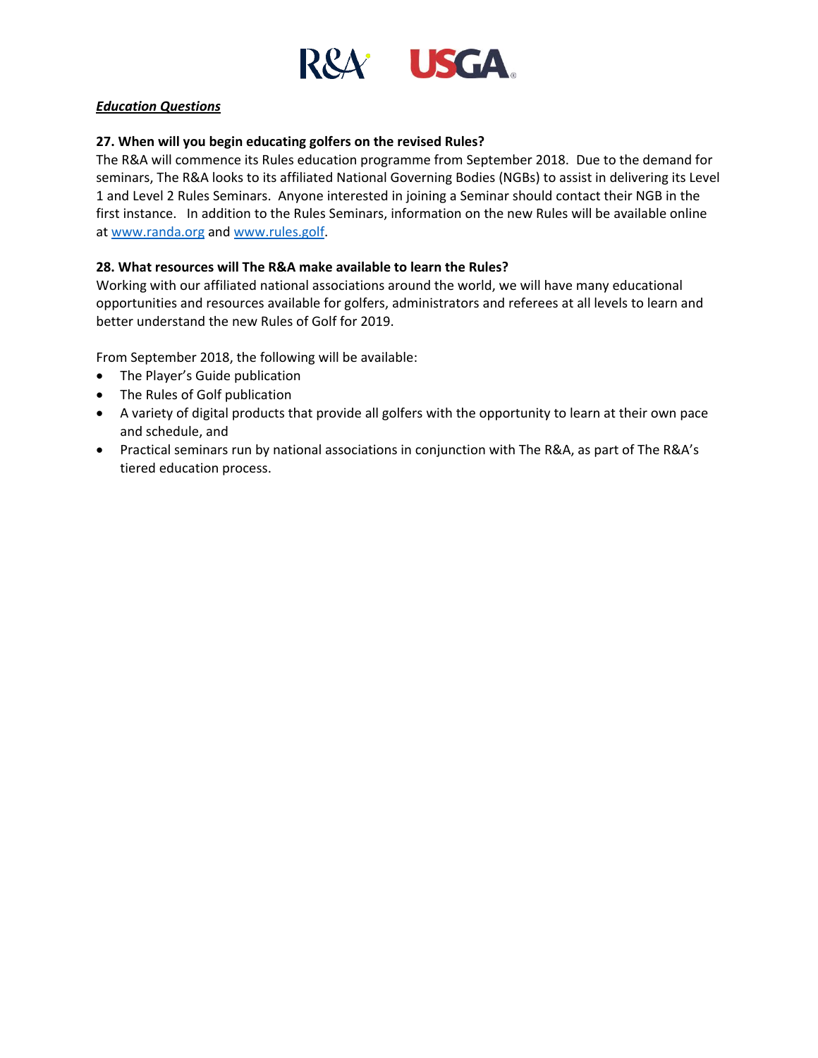***Education Questions***

**27. When will you begin educating golfers on the revised Rules?**

The R&A will commence its Rules education programme from September 2018. Due to the demand for seminars, The R&A looks to its affiliated National Governing Bodies (NGBs) to assist in delivering its Level 1 and Level 2 Rules Seminars. Anyone interested in joining a Seminar should contact their NGB in the first instance. In addition to the Rules Seminars, information on the new Rules will be available online at www.randa.org and www.rules.golf.

**28. What resources will The R&A make available to learn the Rules?**

Working with our affiliated national associations around the world, we will have many educational opportunities and resources available for golfers, administrators and referees at all levels to learn and better understand the new Rules of Golf for 2019.

From September 2018, the following will be available:

- The Player's Guide publication
- The Rules of Golf publication
- A variety of digital products that provide all golfers with the opportunity to learn at their own pace and schedule, and
- Practical seminars run by national associations in conjunction with The R&A, as part of The R&A's tiered education process.